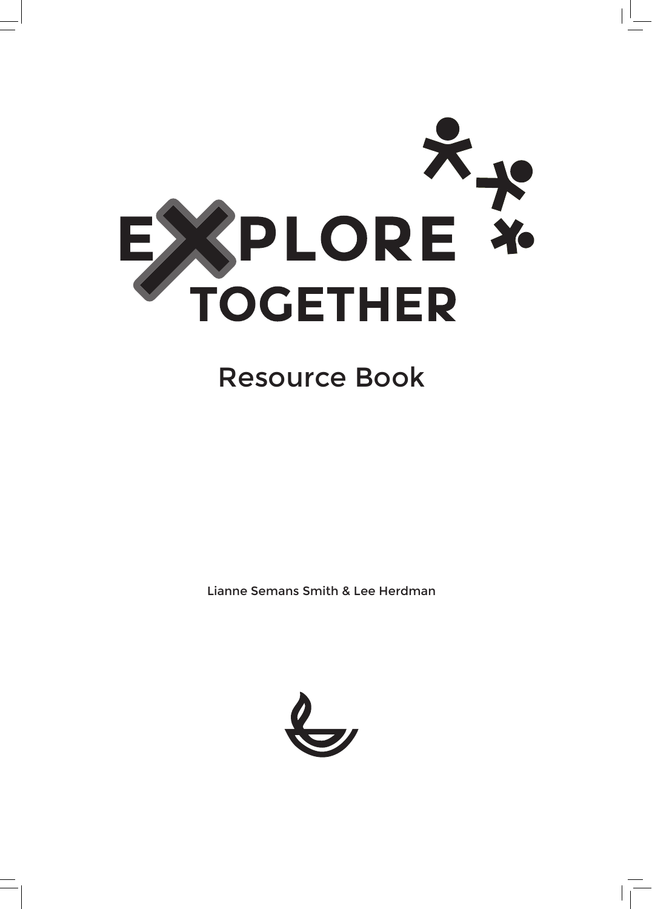# EXPLORE TOGETHER

## Resource Book

Lianne Semans Smith & Lee Herdman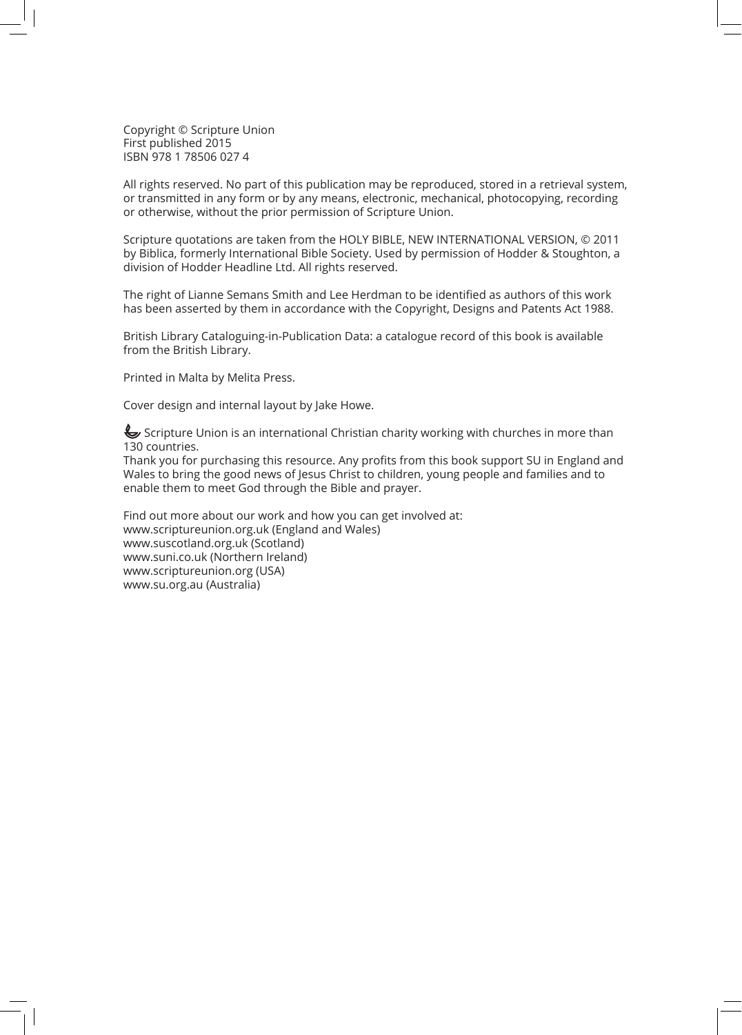Copyright © Scripture Union
First published 2015
ISBN 978 1 78506 027 4

All rights reserved. No part of this publication may be reproduced, stored in a retrieval system, or transmitted in any form or by any means, electronic, mechanical, photocopying, recording or otherwise, without the prior permission of Scripture Union.

Scripture quotations are taken from the HOLY BIBLE, NEW INTERNATIONAL VERSION, © 2011 by Biblica, formerly International Bible Society. Used by permission of Hodder & Stoughton, a division of Hodder Headline Ltd. All rights reserved.

The right of Lianne Semans Smith and Lee Herdman to be identified as authors of this work has been asserted by them in accordance with the Copyright, Designs and Patents Act 1988.

British Library Cataloguing-in-Publication Data: a catalogue record of this book is available from the British Library.

Printed in Malta by Melita Press.

Cover design and internal layout by Jake Howe.

Scripture Union is an international Christian charity working with churches in more than 130 countries.
Thank you for purchasing this resource. Any profits from this book support SU in England and Wales to bring the good news of Jesus Christ to children, young people and families and to enable them to meet God through the Bible and prayer.

Find out more about our work and how you can get involved at:
www.scriptureunion.org.uk (England and Wales)
www.suscotland.org.uk (Scotland)
www.suni.co.uk (Northern Ireland)
www.scriptureunion.org (USA)
www.su.org.au (Australia)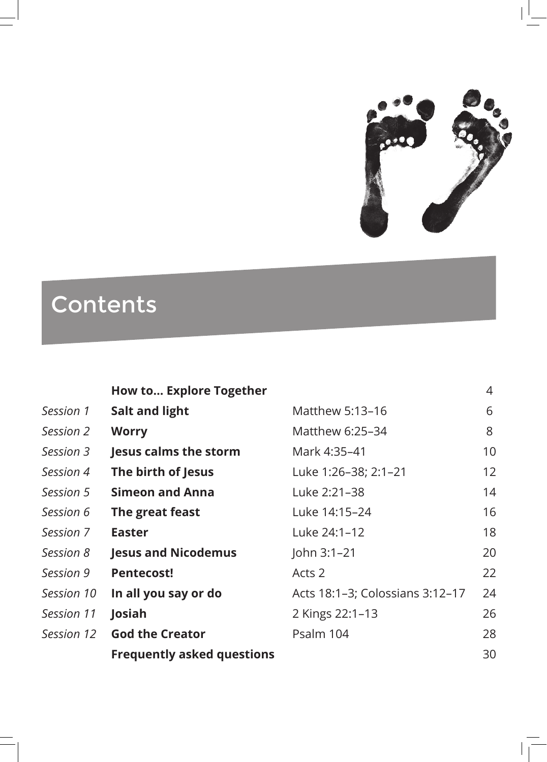# Contents

| | | | |
|---|---|---|---|
| | **How to... Explore Together** | | 4 |
| *Session 1* | **Salt and light** | Matthew 5:13–16 | 6 |
| *Session 2* | **Worry** | Matthew 6:25–34 | 8 |
| *Session 3* | **Jesus calms the storm** | Mark 4:35–41 | 10 |
| *Session 4* | **The birth of Jesus** | Luke 1:26–38; 2:1–21 | 12 |
| *Session 5* | **Simeon and Anna** | Luke 2:21–38 | 14 |
| *Session 6* | **The great feast** | Luke 14:15–24 | 16 |
| *Session 7* | **Easter** | Luke 24:1–12 | 18 |
| *Session 8* | **Jesus and Nicodemus** | John 3:1–21 | 20 |
| *Session 9* | **Pentecost!** | Acts 2 | 22 |
| *Session 10* | **In all you say or do** | Acts 18:1–3; Colossians 3:12–17 | 24 |
| *Session 11* | **Josiah** | 2 Kings 22:1–13 | 26 |
| *Session 12* | **God the Creator** | Psalm 104 | 28 |
| | **Frequently asked questions** | | 30 |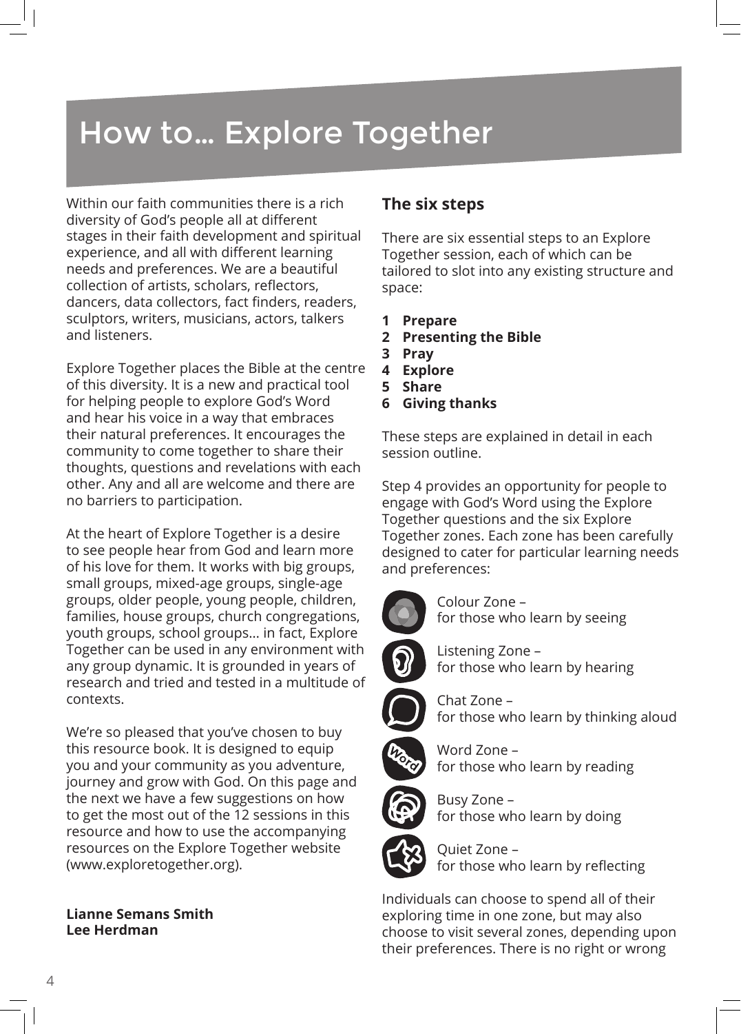# How to... Explore Together

Within our faith communities there is a rich diversity of God's people all at different stages in their faith development and spiritual experience, and all with different learning needs and preferences. We are a beautiful collection of artists, scholars, reflectors, dancers, data collectors, fact finders, readers, sculptors, writers, musicians, actors, talkers and listeners.

Explore Together places the Bible at the centre of this diversity. It is a new and practical tool for helping people to explore God's Word and hear his voice in a way that embraces their natural preferences. It encourages the community to come together to share their thoughts, questions and revelations with each other. Any and all are welcome and there are no barriers to participation.

At the heart of Explore Together is a desire to see people hear from God and learn more of his love for them. It works with big groups, small groups, mixed-age groups, single-age groups, older people, young people, children, families, house groups, church congregations, youth groups, school groups... in fact, Explore Together can be used in any environment with any group dynamic. It is grounded in years of research and tried and tested in a multitude of contexts.

We're so pleased that you've chosen to buy this resource book. It is designed to equip you and your community as you adventure, journey and grow with God. On this page and the next we have a few suggestions on how to get the most out of the 12 sessions in this resource and how to use the accompanying resources on the Explore Together website (www.exploretogether.org).

**Lianne Semans Smith**
**Lee Herdman**

## The six steps

There are six essential steps to an Explore Together session, each of which can be tailored to slot into any existing structure and space:

1. **Prepare**
2. **Presenting the Bible**
3. **Pray**
4. **Explore**
5. **Share**
6. **Giving thanks**

These steps are explained in detail in each session outline.

Step 4 provides an opportunity for people to engage with God's Word using the Explore Together questions and the six Explore Together zones. Each zone has been carefully designed to cater for particular learning needs and preferences:

Colour Zone – for those who learn by seeing

Listening Zone – for those who learn by hearing

Chat Zone – for those who learn by thinking aloud

Word Zone – for those who learn by reading

Busy Zone – for those who learn by doing

Quiet Zone – for those who learn by reflecting

Individuals can choose to spend all of their exploring time in one zone, but may also choose to visit several zones, depending upon their preferences. There is no right or wrong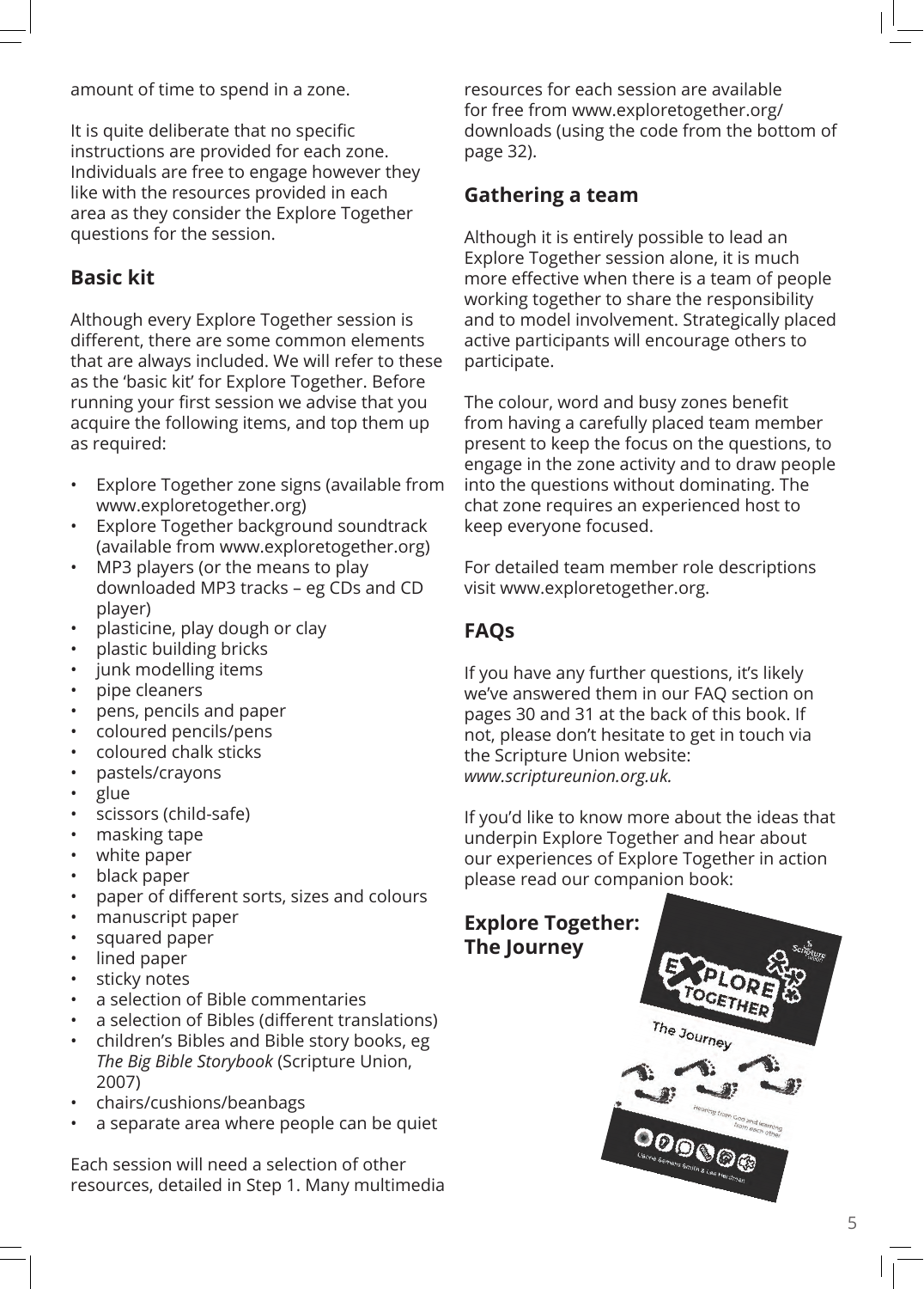amount of time to spend in a zone.

It is quite deliberate that no specific instructions are provided for each zone. Individuals are free to engage however they like with the resources provided in each area as they consider the Explore Together questions for the session.

## Basic kit

Although every Explore Together session is different, there are some common elements that are always included. We will refer to these as the 'basic kit' for Explore Together. Before running your first session we advise that you acquire the following items, and top them up as required:

- Explore Together zone signs (available from www.exploretogether.org)
- Explore Together background soundtrack (available from www.exploretogether.org)
- MP3 players (or the means to play downloaded MP3 tracks – eg CDs and CD player)
- plasticine, play dough or clay
- plastic building bricks
- junk modelling items
- pipe cleaners
- pens, pencils and paper
- coloured pencils/pens
- coloured chalk sticks
- pastels/crayons
- glue
- scissors (child-safe)
- masking tape
- white paper
- black paper
- paper of different sorts, sizes and colours
- manuscript paper
- squared paper
- lined paper
- sticky notes
- a selection of Bible commentaries
- a selection of Bibles (different translations)
- children's Bibles and Bible story books, eg *The Big Bible Storybook* (Scripture Union, 2007)
- chairs/cushions/beanbags
- a separate area where people can be quiet

Each session will need a selection of other resources, detailed in Step 1. Many multimedia resources for each session are available for free from www.exploretogether.org/downloads (using the code from the bottom of page 32).

## Gathering a team

Although it is entirely possible to lead an Explore Together session alone, it is much more effective when there is a team of people working together to share the responsibility and to model involvement. Strategically placed active participants will encourage others to participate.

The colour, word and busy zones benefit from having a carefully placed team member present to keep the focus on the questions, to engage in the zone activity and to draw people into the questions without dominating. The chat zone requires an experienced host to keep everyone focused.

For detailed team member role descriptions visit www.exploretogether.org.

## FAQs

If you have any further questions, it's likely we've answered them in our FAQ section on pages 30 and 31 at the back of this book. If not, please don't hesitate to get in touch via the Scripture Union website: *www.scriptureunion.org.uk.*

If you'd like to know more about the ideas that underpin Explore Together and hear about our experiences of Explore Together in action please read our companion book:

**Explore Together: The Journey**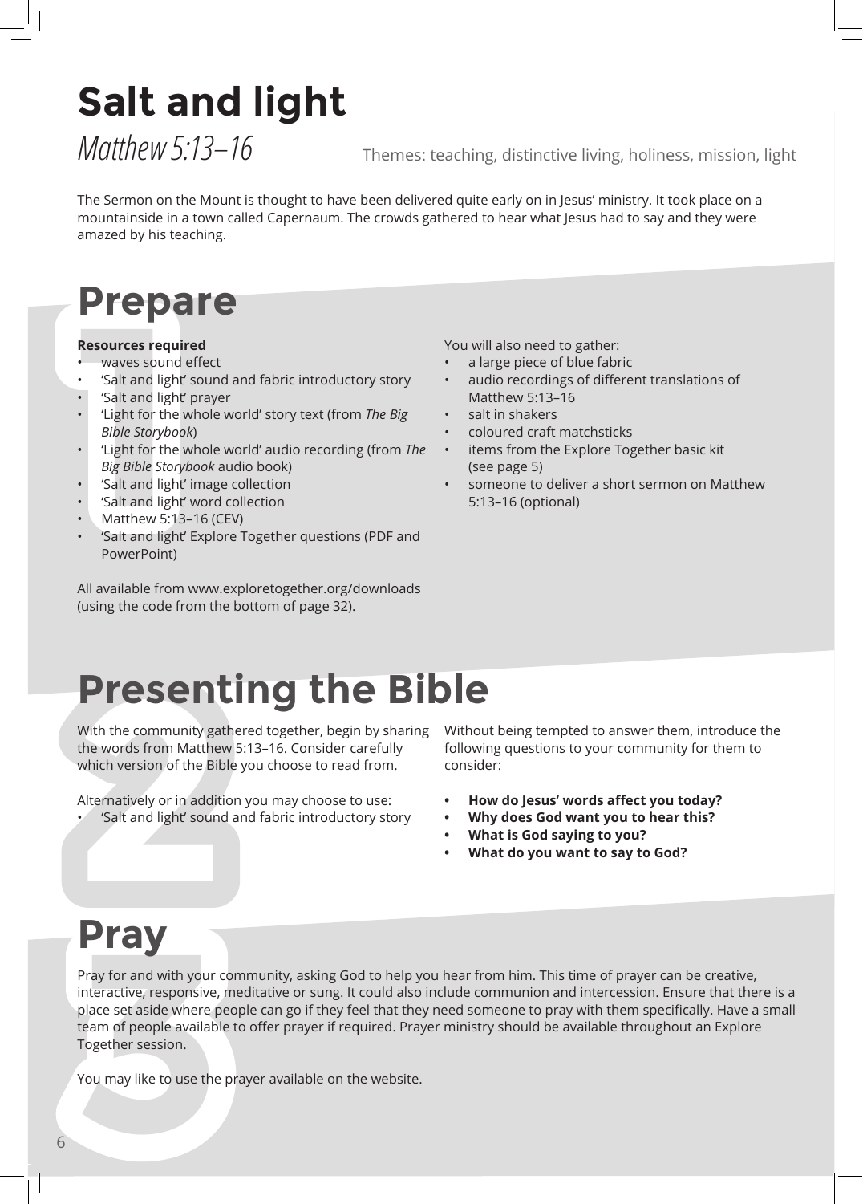# Salt and light

*Matthew 5:13–16*

Themes: teaching, distinctive living, holiness, mission, light

The Sermon on the Mount is thought to have been delivered quite early on in Jesus' ministry. It took place on a mountainside in a town called Capernaum. The crowds gathered to hear what Jesus had to say and they were amazed by his teaching.

## Prepare

**Resources required**

- waves sound effect
- 'Salt and light' sound and fabric introductory story
- 'Salt and light' prayer
- 'Light for the whole world' story text (from *The Big Bible Storybook*)
- 'Light for the whole world' audio recording (from *The Big Bible Storybook* audio book)
- 'Salt and light' image collection
- 'Salt and light' word collection
- Matthew 5:13–16 (CEV)
- 'Salt and light' Explore Together questions (PDF and PowerPoint)

All available from www.exploretogether.org/downloads (using the code from the bottom of page 32).

You will also need to gather:

- a large piece of blue fabric
- audio recordings of different translations of Matthew 5:13–16
- salt in shakers
- coloured craft matchsticks
- items from the Explore Together basic kit (see page 5)
- someone to deliver a short sermon on Matthew 5:13–16 (optional)

## Presenting the Bible

With the community gathered together, begin by sharing the words from Matthew 5:13–16. Consider carefully which version of the Bible you choose to read from.

Alternatively or in addition you may choose to use:

- 'Salt and light' sound and fabric introductory story

Without being tempted to answer them, introduce the following questions to your community for them to consider:

- **How do Jesus' words affect you today?**
- **Why does God want you to hear this?**
- **What is God saying to you?**
- **What do you want to say to God?**

## Pray

Pray for and with your community, asking God to help you hear from him. This time of prayer can be creative, interactive, responsive, meditative or sung. It could also include communion and intercession. Ensure that there is a place set aside where people can go if they feel that they need someone to pray with them specifically. Have a small team of people available to offer prayer if required. Prayer ministry should be available throughout an Explore Together session.

You may like to use the prayer available on the website.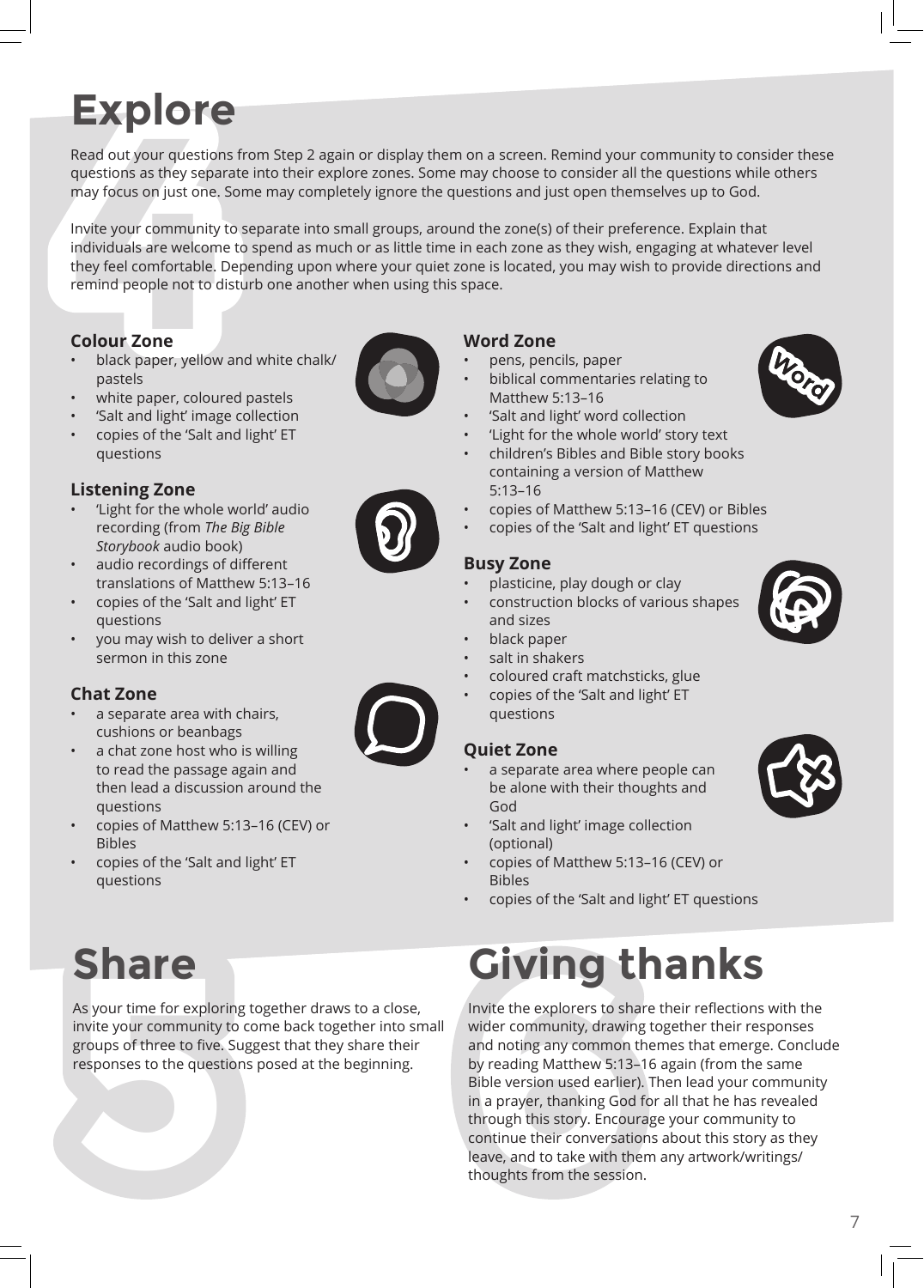# Explore

Read out your questions from Step 2 again or display them on a screen. Remind your community to consider these questions as they separate into their explore zones. Some may choose to consider all the questions while others may focus on just one. Some may completely ignore the questions and just open themselves up to God.

Invite your community to separate into small groups, around the zone(s) of their preference. Explain that individuals are welcome to spend as much or as little time in each zone as they wish, engaging at whatever level they feel comfortable. Depending upon where your quiet zone is located, you may wish to provide directions and remind people not to disturb one another when using this space.

**Colour Zone**

- black paper, yellow and white chalk/pastels
- white paper, coloured pastels
- 'Salt and light' image collection
- copies of the 'Salt and light' ET questions

**Listening Zone**

- 'Light for the whole world' audio recording (from *The Big Bible Storybook* audio book)
- audio recordings of different translations of Matthew 5:13–16
- copies of the 'Salt and light' ET questions
- you may wish to deliver a short sermon in this zone

**Chat Zone**

- a separate area with chairs, cushions or beanbags
- a chat zone host who is willing to read the passage again and then lead a discussion around the questions
- copies of Matthew 5:13–16 (CEV) or Bibles
- copies of the 'Salt and light' ET questions

**Word Zone**

- pens, pencils, paper
- biblical commentaries relating to Matthew 5:13–16
- 'Salt and light' word collection
- 'Light for the whole world' story text
- children's Bibles and Bible story books containing a version of Matthew 5:13–16
- copies of Matthew 5:13–16 (CEV) or Bibles
- copies of the 'Salt and light' ET questions

**Busy Zone**

- plasticine, play dough or clay
- construction blocks of various shapes and sizes
- black paper
- salt in shakers
- coloured craft matchsticks, glue
- copies of the 'Salt and light' ET questions

**Quiet Zone**

- a separate area where people can be alone with their thoughts and God
- 'Salt and light' image collection (optional)
- copies of Matthew 5:13–16 (CEV) or Bibles
- copies of the 'Salt and light' ET questions

# Share

As your time for exploring together draws to a close, invite your community to come back together into small groups of three to five. Suggest that they share their responses to the questions posed at the beginning.

# Giving thanks

Invite the explorers to share their reflections with the wider community, drawing together their responses and noting any common themes that emerge. Conclude by reading Matthew 5:13–16 again (from the same Bible version used earlier). Then lead your community in a prayer, thanking God for all that he has revealed through this story. Encourage your community to continue their conversations about this story as they leave, and to take with them any artwork/writings/thoughts from the session.